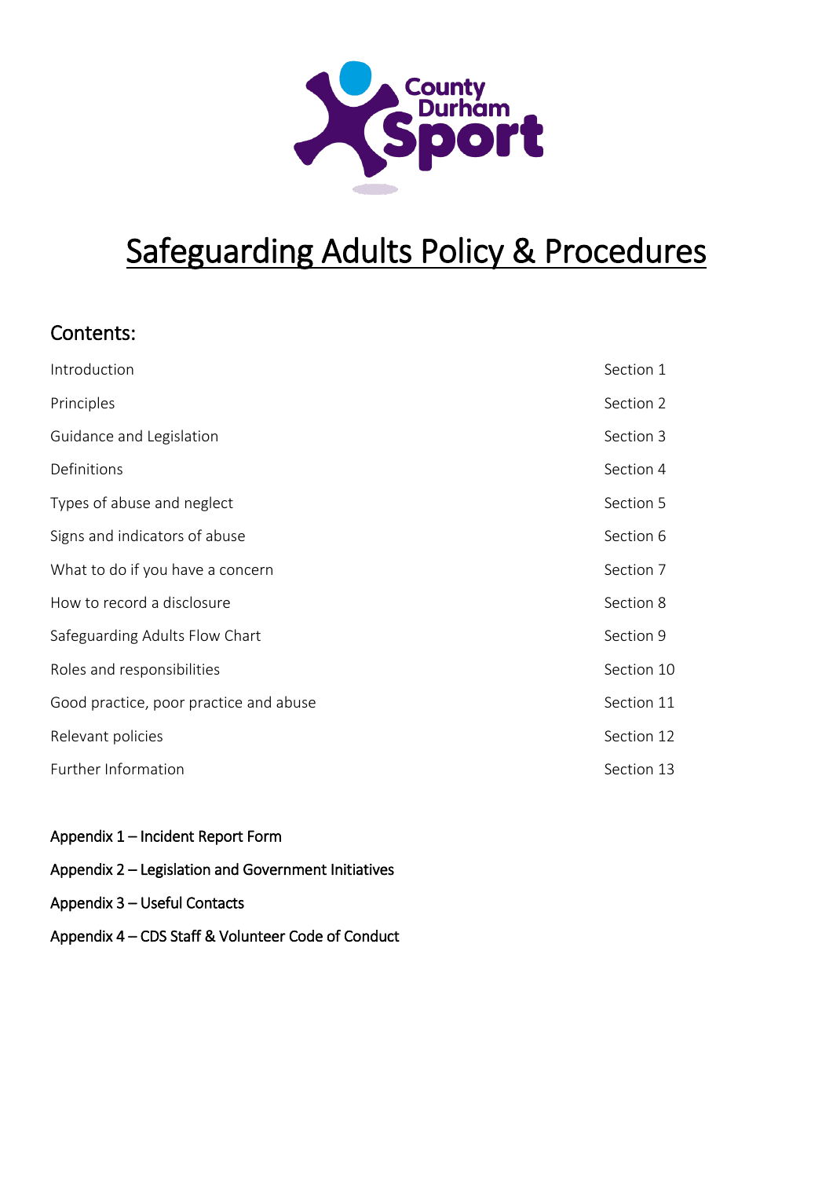# Safeguarding Adults Policy & Procedures

## Contents:

| | |
|---|---|
| Introduction | Section 1 |
| Principles | Section 2 |
| Guidance and Legislation | Section 3 |
| Definitions | Section 4 |
| Types of abuse and neglect | Section 5 |
| Signs and indicators of abuse | Section 6 |
| What to do if you have a concern | Section 7 |
| How to record a disclosure | Section 8 |
| Safeguarding Adults Flow Chart | Section 9 |
| Roles and responsibilities | Section 10 |
| Good practice, poor practice and abuse | Section 11 |
| Relevant policies | Section 12 |
| Further Information | Section 13 |

Appendix 1 – Incident Report Form

Appendix 2 – Legislation and Government Initiatives

Appendix 3 – Useful Contacts

Appendix 4 – CDS Staff & Volunteer Code of Conduct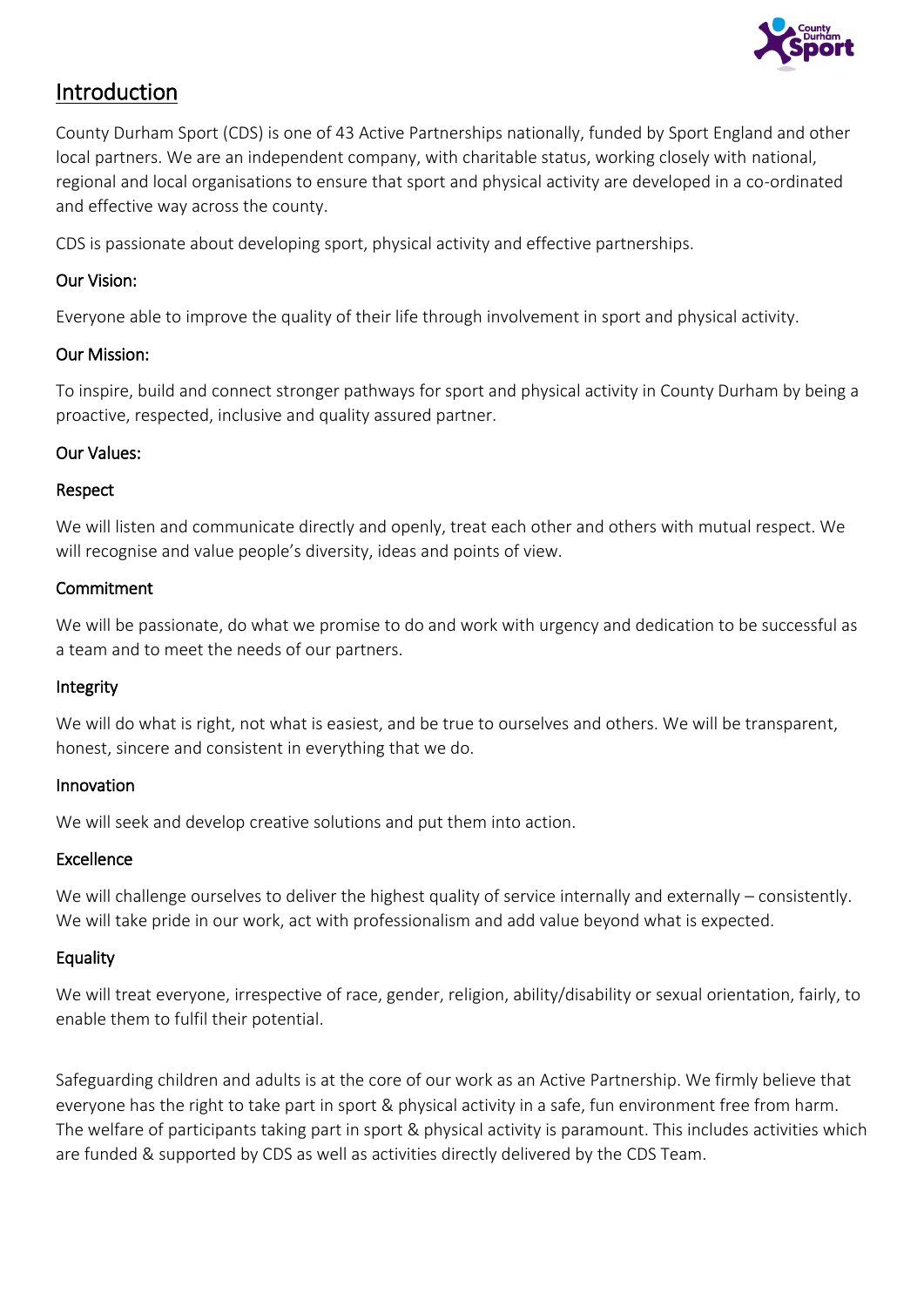# Introduction

County Durham Sport (CDS) is one of 43 Active Partnerships nationally, funded by Sport England and other local partners. We are an independent company, with charitable status, working closely with national, regional and local organisations to ensure that sport and physical activity are developed in a co-ordinated and effective way across the county.

CDS is passionate about developing sport, physical activity and effective partnerships.

### Our Vision:

Everyone able to improve the quality of their life through involvement in sport and physical activity.

### Our Mission:

To inspire, build and connect stronger pathways for sport and physical activity in County Durham by being a proactive, respected, inclusive and quality assured partner.

### Our Values:

#### Respect

We will listen and communicate directly and openly, treat each other and others with mutual respect. We will recognise and value people's diversity, ideas and points of view.

#### Commitment

We will be passionate, do what we promise to do and work with urgency and dedication to be successful as a team and to meet the needs of our partners.

#### Integrity

We will do what is right, not what is easiest, and be true to ourselves and others. We will be transparent, honest, sincere and consistent in everything that we do.

#### Innovation

We will seek and develop creative solutions and put them into action.

#### Excellence

We will challenge ourselves to deliver the highest quality of service internally and externally – consistently. We will take pride in our work, act with professionalism and add value beyond what is expected.

#### Equality

We will treat everyone, irrespective of race, gender, religion, ability/disability or sexual orientation, fairly, to enable them to fulfil their potential.

Safeguarding children and adults is at the core of our work as an Active Partnership. We firmly believe that everyone has the right to take part in sport & physical activity in a safe, fun environment free from harm. The welfare of participants taking part in sport & physical activity is paramount. This includes activities which are funded & supported by CDS as well as activities directly delivered by the CDS Team.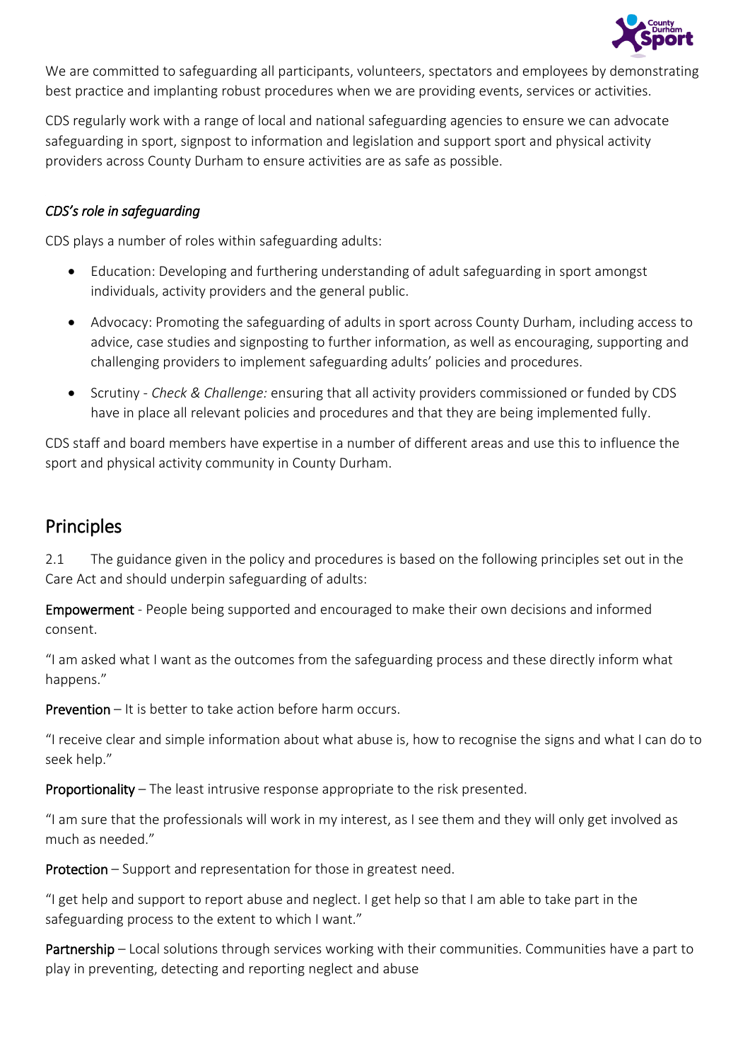We are committed to safeguarding all participants, volunteers, spectators and employees by demonstrating best practice and implanting robust procedures when we are providing events, services or activities.

CDS regularly work with a range of local and national safeguarding agencies to ensure we can advocate safeguarding in sport, signpost to information and legislation and support sport and physical activity providers across County Durham to ensure activities are as safe as possible.

*CDS's role in safeguarding*

CDS plays a number of roles within safeguarding adults:

- Education: Developing and furthering understanding of adult safeguarding in sport amongst individuals, activity providers and the general public.
- Advocacy: Promoting the safeguarding of adults in sport across County Durham, including access to advice, case studies and signposting to further information, as well as encouraging, supporting and challenging providers to implement safeguarding adults' policies and procedures.
- Scrutiny - *Check & Challenge:* ensuring that all activity providers commissioned or funded by CDS have in place all relevant policies and procedures and that they are being implemented fully.

CDS staff and board members have expertise in a number of different areas and use this to influence the sport and physical activity community in County Durham.

## Principles

2.1 The guidance given in the policy and procedures is based on the following principles set out in the Care Act and should underpin safeguarding of adults:

**Empowerment** - People being supported and encouraged to make their own decisions and informed consent.

"I am asked what I want as the outcomes from the safeguarding process and these directly inform what happens."

**Prevention** – It is better to take action before harm occurs.

"I receive clear and simple information about what abuse is, how to recognise the signs and what I can do to seek help."

**Proportionality** – The least intrusive response appropriate to the risk presented.

"I am sure that the professionals will work in my interest, as I see them and they will only get involved as much as needed."

**Protection** – Support and representation for those in greatest need.

"I get help and support to report abuse and neglect. I get help so that I am able to take part in the safeguarding process to the extent to which I want."

**Partnership** – Local solutions through services working with their communities. Communities have a part to play in preventing, detecting and reporting neglect and abuse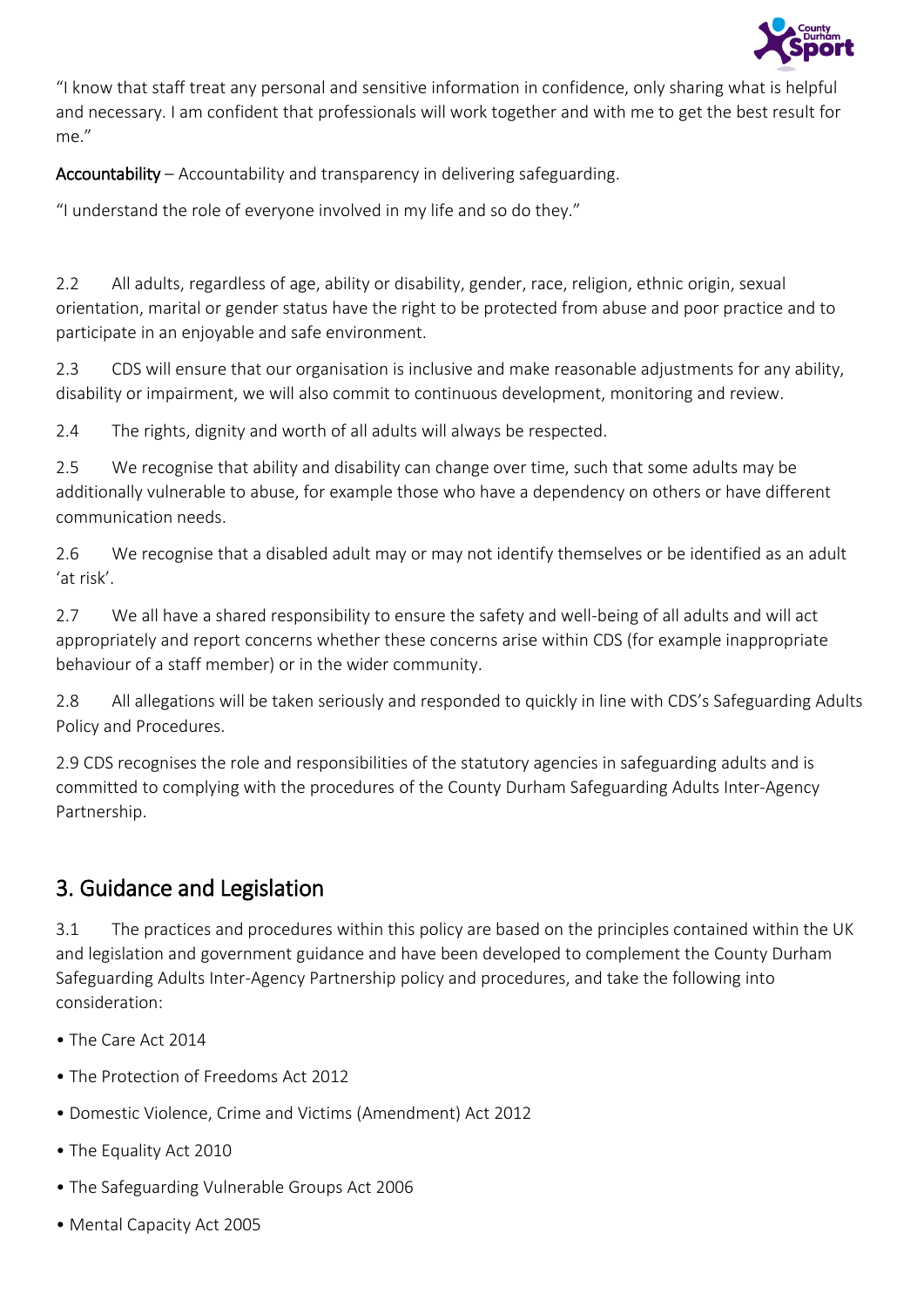"I know that staff treat any personal and sensitive information in confidence, only sharing what is helpful and necessary. I am confident that professionals will work together and with me to get the best result for me."

**Accountability** – Accountability and transparency in delivering safeguarding.

"I understand the role of everyone involved in my life and so do they."

2.2 All adults, regardless of age, ability or disability, gender, race, religion, ethnic origin, sexual orientation, marital or gender status have the right to be protected from abuse and poor practice and to participate in an enjoyable and safe environment.

2.3 CDS will ensure that our organisation is inclusive and make reasonable adjustments for any ability, disability or impairment, we will also commit to continuous development, monitoring and review.

2.4 The rights, dignity and worth of all adults will always be respected.

2.5 We recognise that ability and disability can change over time, such that some adults may be additionally vulnerable to abuse, for example those who have a dependency on others or have different communication needs.

2.6 We recognise that a disabled adult may or may not identify themselves or be identified as an adult 'at risk'.

2.7 We all have a shared responsibility to ensure the safety and well-being of all adults and will act appropriately and report concerns whether these concerns arise within CDS (for example inappropriate behaviour of a staff member) or in the wider community.

2.8 All allegations will be taken seriously and responded to quickly in line with CDS's Safeguarding Adults Policy and Procedures.

2.9 CDS recognises the role and responsibilities of the statutory agencies in safeguarding adults and is committed to complying with the procedures of the County Durham Safeguarding Adults Inter-Agency Partnership.

## 3. Guidance and Legislation

3.1 The practices and procedures within this policy are based on the principles contained within the UK and legislation and government guidance and have been developed to complement the County Durham Safeguarding Adults Inter-Agency Partnership policy and procedures, and take the following into consideration:

- The Care Act 2014
- The Protection of Freedoms Act 2012
- Domestic Violence, Crime and Victims (Amendment) Act 2012
- The Equality Act 2010
- The Safeguarding Vulnerable Groups Act 2006
- Mental Capacity Act 2005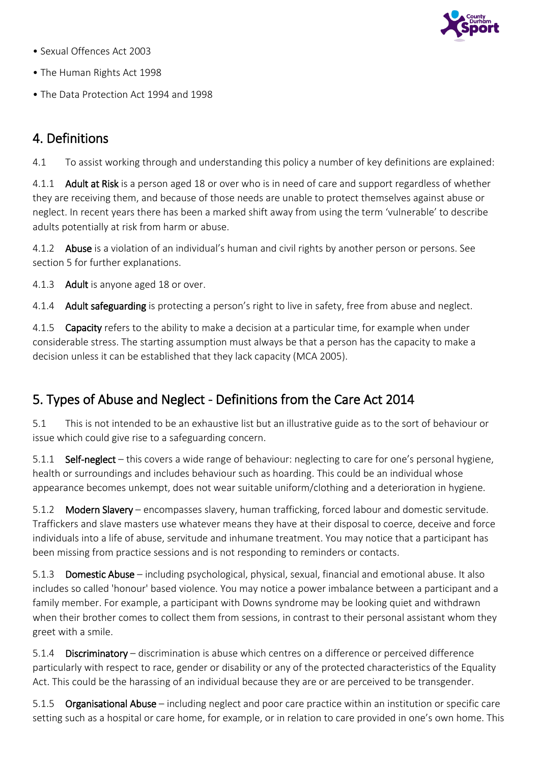- Sexual Offences Act 2003
- The Human Rights Act 1998
- The Data Protection Act 1994 and 1998

## 4. Definitions

4.1 To assist working through and understanding this policy a number of key definitions are explained:

4.1.1 **Adult at Risk** is a person aged 18 or over who is in need of care and support regardless of whether they are receiving them, and because of those needs are unable to protect themselves against abuse or neglect. In recent years there has been a marked shift away from using the term 'vulnerable' to describe adults potentially at risk from harm or abuse.

4.1.2 **Abuse** is a violation of an individual's human and civil rights by another person or persons. See section 5 for further explanations.

4.1.3 **Adult** is anyone aged 18 or over.

4.1.4 **Adult safeguarding** is protecting a person's right to live in safety, free from abuse and neglect.

4.1.5 **Capacity** refers to the ability to make a decision at a particular time, for example when under considerable stress. The starting assumption must always be that a person has the capacity to make a decision unless it can be established that they lack capacity (MCA 2005).

## 5. Types of Abuse and Neglect - Definitions from the Care Act 2014

5.1 This is not intended to be an exhaustive list but an illustrative guide as to the sort of behaviour or issue which could give rise to a safeguarding concern.

5.1.1 **Self-neglect** – this covers a wide range of behaviour: neglecting to care for one's personal hygiene, health or surroundings and includes behaviour such as hoarding. This could be an individual whose appearance becomes unkempt, does not wear suitable uniform/clothing and a deterioration in hygiene.

5.1.2 **Modern Slavery** – encompasses slavery, human trafficking, forced labour and domestic servitude. Traffickers and slave masters use whatever means they have at their disposal to coerce, deceive and force individuals into a life of abuse, servitude and inhumane treatment. You may notice that a participant has been missing from practice sessions and is not responding to reminders or contacts.

5.1.3 **Domestic Abuse** – including psychological, physical, sexual, financial and emotional abuse. It also includes so called 'honour' based violence. You may notice a power imbalance between a participant and a family member. For example, a participant with Downs syndrome may be looking quiet and withdrawn when their brother comes to collect them from sessions, in contrast to their personal assistant whom they greet with a smile.

5.1.4 **Discriminatory** – discrimination is abuse which centres on a difference or perceived difference particularly with respect to race, gender or disability or any of the protected characteristics of the Equality Act. This could be the harassing of an individual because they are or are perceived to be transgender.

5.1.5 **Organisational Abuse** – including neglect and poor care practice within an institution or specific care setting such as a hospital or care home, for example, or in relation to care provided in one's own home. This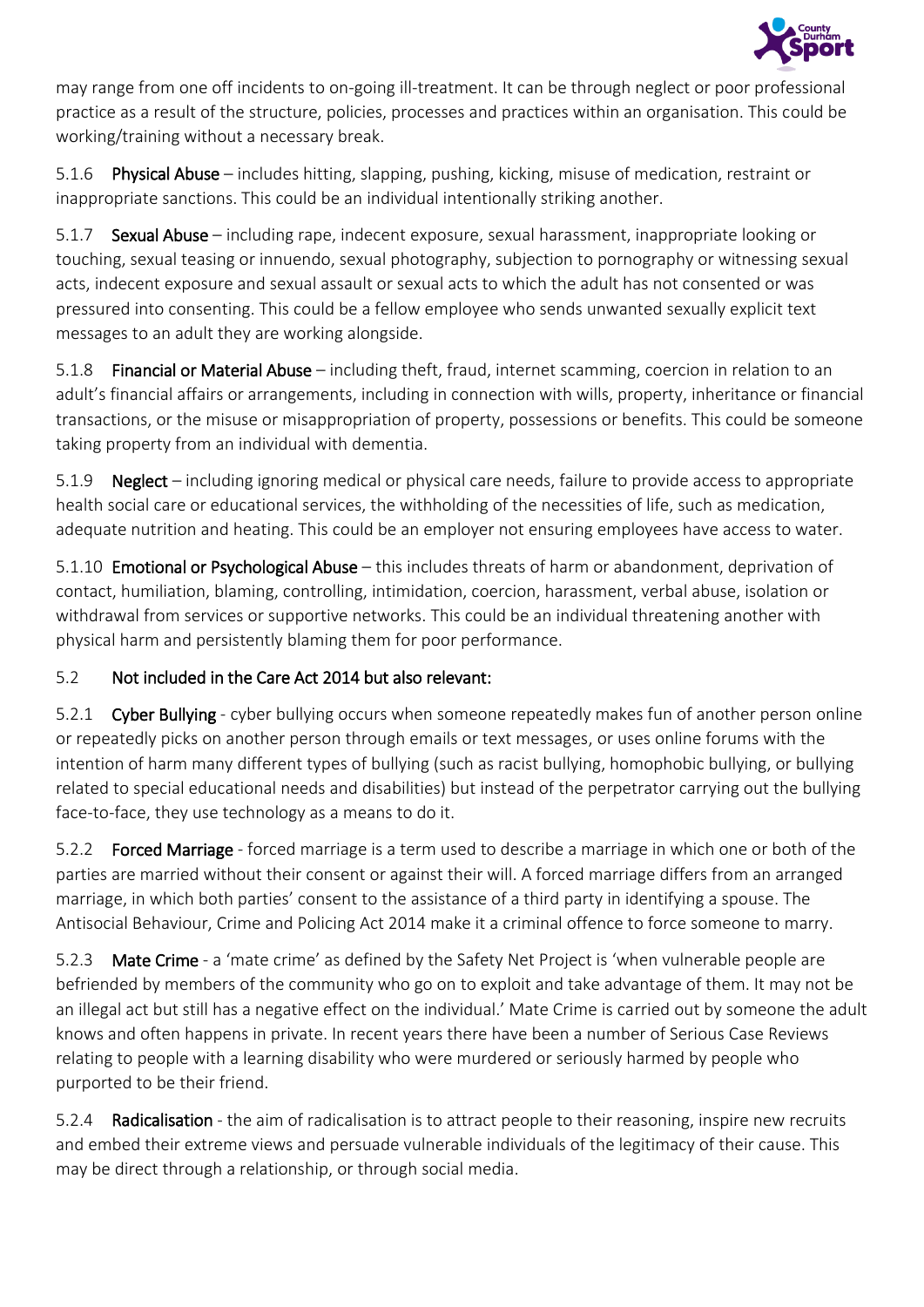may range from one off incidents to on-going ill-treatment. It can be through neglect or poor professional practice as a result of the structure, policies, processes and practices within an organisation. This could be working/training without a necessary break.

5.1.6 **Physical Abuse** – includes hitting, slapping, pushing, kicking, misuse of medication, restraint or inappropriate sanctions. This could be an individual intentionally striking another.

5.1.7 **Sexual Abuse** – including rape, indecent exposure, sexual harassment, inappropriate looking or touching, sexual teasing or innuendo, sexual photography, subjection to pornography or witnessing sexual acts, indecent exposure and sexual assault or sexual acts to which the adult has not consented or was pressured into consenting. This could be a fellow employee who sends unwanted sexually explicit text messages to an adult they are working alongside.

5.1.8 **Financial or Material Abuse** – including theft, fraud, internet scamming, coercion in relation to an adult's financial affairs or arrangements, including in connection with wills, property, inheritance or financial transactions, or the misuse or misappropriation of property, possessions or benefits. This could be someone taking property from an individual with dementia.

5.1.9 **Neglect** – including ignoring medical or physical care needs, failure to provide access to appropriate health social care or educational services, the withholding of the necessities of life, such as medication, adequate nutrition and heating. This could be an employer not ensuring employees have access to water.

5.1.10 **Emotional or Psychological Abuse** – this includes threats of harm or abandonment, deprivation of contact, humiliation, blaming, controlling, intimidation, coercion, harassment, verbal abuse, isolation or withdrawal from services or supportive networks. This could be an individual threatening another with physical harm and persistently blaming them for poor performance.

5.2 **Not included in the Care Act 2014 but also relevant:**

5.2.1 **Cyber Bullying** - cyber bullying occurs when someone repeatedly makes fun of another person online or repeatedly picks on another person through emails or text messages, or uses online forums with the intention of harm many different types of bullying (such as racist bullying, homophobic bullying, or bullying related to special educational needs and disabilities) but instead of the perpetrator carrying out the bullying face-to-face, they use technology as a means to do it.

5.2.2 **Forced Marriage** - forced marriage is a term used to describe a marriage in which one or both of the parties are married without their consent or against their will. A forced marriage differs from an arranged marriage, in which both parties' consent to the assistance of a third party in identifying a spouse. The Antisocial Behaviour, Crime and Policing Act 2014 make it a criminal offence to force someone to marry.

5.2.3 **Mate Crime** - a 'mate crime' as defined by the Safety Net Project is 'when vulnerable people are befriended by members of the community who go on to exploit and take advantage of them. It may not be an illegal act but still has a negative effect on the individual.' Mate Crime is carried out by someone the adult knows and often happens in private. In recent years there have been a number of Serious Case Reviews relating to people with a learning disability who were murdered or seriously harmed by people who purported to be their friend.

5.2.4 **Radicalisation** - the aim of radicalisation is to attract people to their reasoning, inspire new recruits and embed their extreme views and persuade vulnerable individuals of the legitimacy of their cause. This may be direct through a relationship, or through social media.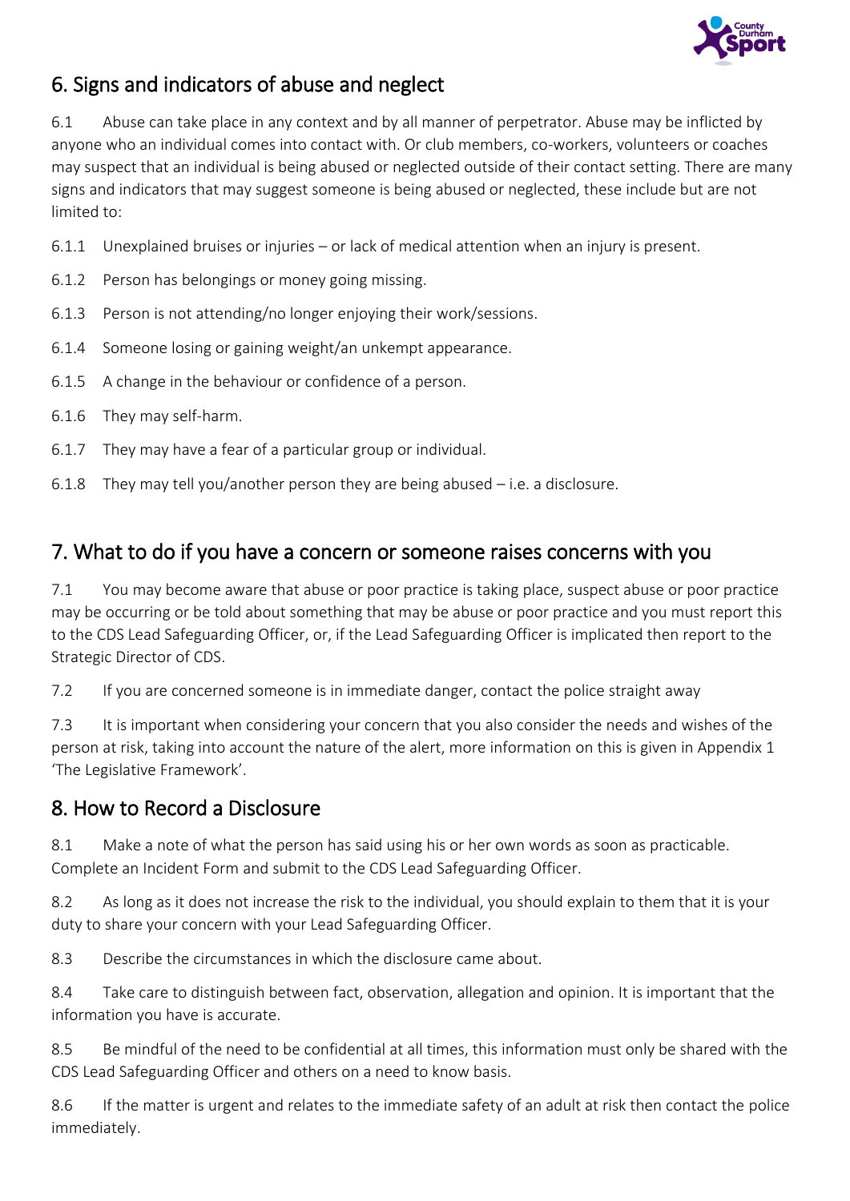## 6. Signs and indicators of abuse and neglect

6.1 Abuse can take place in any context and by all manner of perpetrator. Abuse may be inflicted by anyone who an individual comes into contact with. Or club members, co-workers, volunteers or coaches may suspect that an individual is being abused or neglected outside of their contact setting. There are many signs and indicators that may suggest someone is being abused or neglected, these include but are not limited to:

6.1.1 Unexplained bruises or injuries – or lack of medical attention when an injury is present.

6.1.2 Person has belongings or money going missing.

6.1.3 Person is not attending/no longer enjoying their work/sessions.

6.1.4 Someone losing or gaining weight/an unkempt appearance.

6.1.5 A change in the behaviour or confidence of a person.

6.1.6 They may self-harm.

6.1.7 They may have a fear of a particular group or individual.

6.1.8 They may tell you/another person they are being abused – i.e. a disclosure.

## 7. What to do if you have a concern or someone raises concerns with you

7.1 You may become aware that abuse or poor practice is taking place, suspect abuse or poor practice may be occurring or be told about something that may be abuse or poor practice and you must report this to the CDS Lead Safeguarding Officer, or, if the Lead Safeguarding Officer is implicated then report to the Strategic Director of CDS.

7.2 If you are concerned someone is in immediate danger, contact the police straight away

7.3 It is important when considering your concern that you also consider the needs and wishes of the person at risk, taking into account the nature of the alert, more information on this is given in Appendix 1 'The Legislative Framework'.

## 8. How to Record a Disclosure

8.1 Make a note of what the person has said using his or her own words as soon as practicable. Complete an Incident Form and submit to the CDS Lead Safeguarding Officer.

8.2 As long as it does not increase the risk to the individual, you should explain to them that it is your duty to share your concern with your Lead Safeguarding Officer.

8.3 Describe the circumstances in which the disclosure came about.

8.4 Take care to distinguish between fact, observation, allegation and opinion. It is important that the information you have is accurate.

8.5 Be mindful of the need to be confidential at all times, this information must only be shared with the CDS Lead Safeguarding Officer and others on a need to know basis.

8.6 If the matter is urgent and relates to the immediate safety of an adult at risk then contact the police immediately.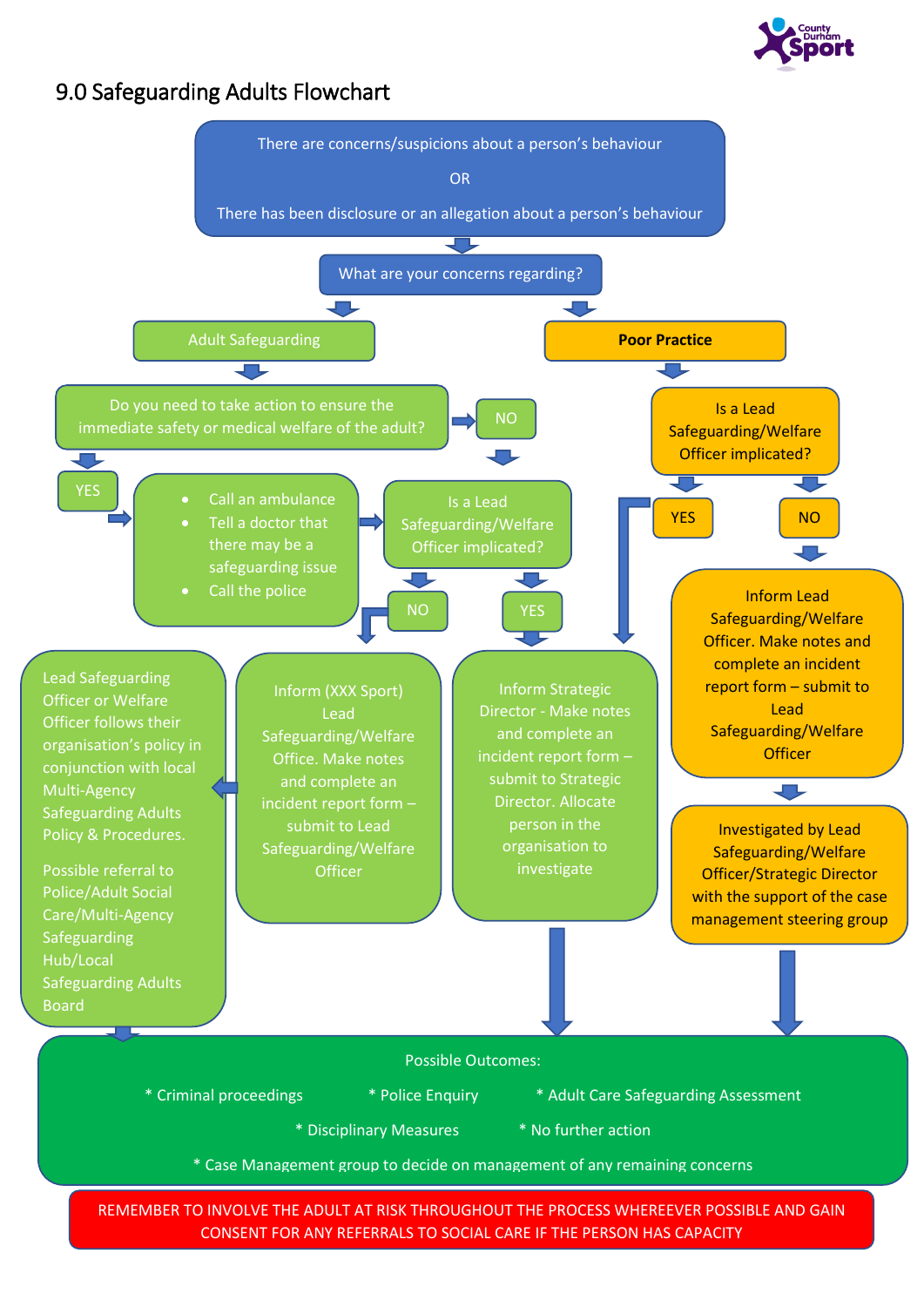# 9.0 Safeguarding Adults Flowchart

There are concerns/suspicions about a person's behaviour

OR

There has been disclosure or an allegation about a person's behaviour

What are your concerns regarding?

Adult Safeguarding

Do you need to take action to ensure the immediate safety or medical welfare of the adult?

YES

- Call an ambulance
- Tell a doctor that there may be a safeguarding issue
- Call the police

NO

Is a Lead Safeguarding/Welfare Officer implicated?

NO

YES

Lead Safeguarding Officer or Welfare Officer follows their organisation's policy in conjunction with local Multi-Agency Safeguarding Adults Policy & Procedures.

Possible referral to Police/Adult Social Care/Multi-Agency Safeguarding Hub/Local Safeguarding Adults Board

Inform (XXX Sport) Lead Safeguarding/Welfare Office. Make notes and complete an incident report form – submit to Lead Safeguarding/Welfare Officer

Inform Strategic Director - Make notes and complete an incident report form – submit to Strategic Director. Allocate person in the organisation to investigate

**Poor Practice**

Is a Lead Safeguarding/Welfare Officer implicated?

YES

NO

Inform Lead Safeguarding/Welfare Officer. Make notes and complete an incident report form – submit to Lead Safeguarding/Welfare Officer

Investigated by Lead Safeguarding/Welfare Officer/Strategic Director with the support of the case management steering group

Possible Outcomes:

* Criminal proceedings * Police Enquiry * Adult Care Safeguarding Assessment

* Disciplinary Measures * No further action

* Case Management group to decide on management of any remaining concerns

REMEMBER TO INVOLVE THE ADULT AT RISK THROUGHOUT THE PROCESS WHEREEVER POSSIBLE AND GAIN CONSENT FOR ANY REFERRALS TO SOCIAL CARE IF THE PERSON HAS CAPACITY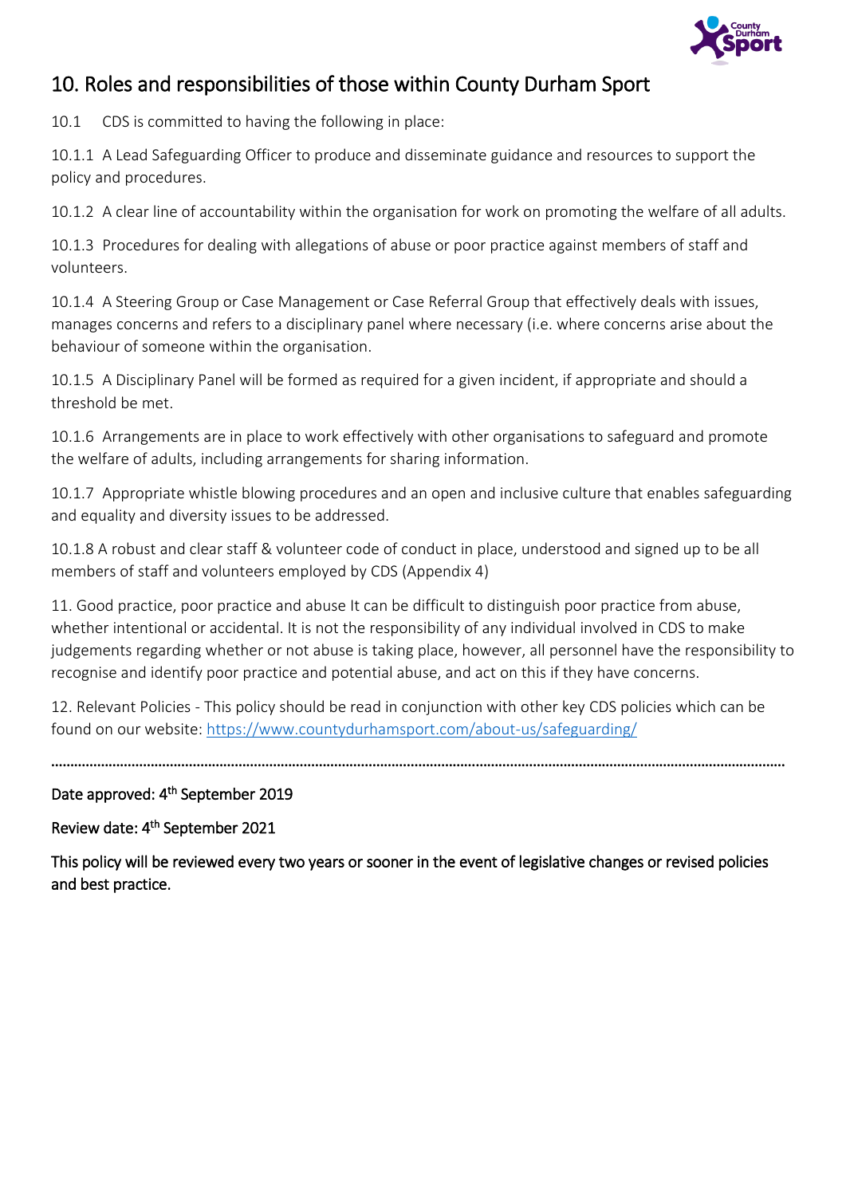## 10. Roles and responsibilities of those within County Durham Sport

10.1 CDS is committed to having the following in place:

10.1.1 A Lead Safeguarding Officer to produce and disseminate guidance and resources to support the policy and procedures.

10.1.2 A clear line of accountability within the organisation for work on promoting the welfare of all adults.

10.1.3 Procedures for dealing with allegations of abuse or poor practice against members of staff and volunteers.

10.1.4 A Steering Group or Case Management or Case Referral Group that effectively deals with issues, manages concerns and refers to a disciplinary panel where necessary (i.e. where concerns arise about the behaviour of someone within the organisation.

10.1.5 A Disciplinary Panel will be formed as required for a given incident, if appropriate and should a threshold be met.

10.1.6 Arrangements are in place to work effectively with other organisations to safeguard and promote the welfare of adults, including arrangements for sharing information.

10.1.7 Appropriate whistle blowing procedures and an open and inclusive culture that enables safeguarding and equality and diversity issues to be addressed.

10.1.8 A robust and clear staff & volunteer code of conduct in place, understood and signed up to be all members of staff and volunteers employed by CDS (Appendix 4)

11. Good practice, poor practice and abuse It can be difficult to distinguish poor practice from abuse, whether intentional or accidental. It is not the responsibility of any individual involved in CDS to make judgements regarding whether or not abuse is taking place, however, all personnel have the responsibility to recognise and identify poor practice and potential abuse, and act on this if they have concerns.

12. Relevant Policies - This policy should be read in conjunction with other key CDS policies which can be found on our website: https://www.countydurhamsport.com/about-us/safeguarding/

………………………………………………………………………………………………………………………………………………………………

Date approved: 4th September 2019

Review date: 4th September 2021

This policy will be reviewed every two years or sooner in the event of legislative changes or revised policies and best practice.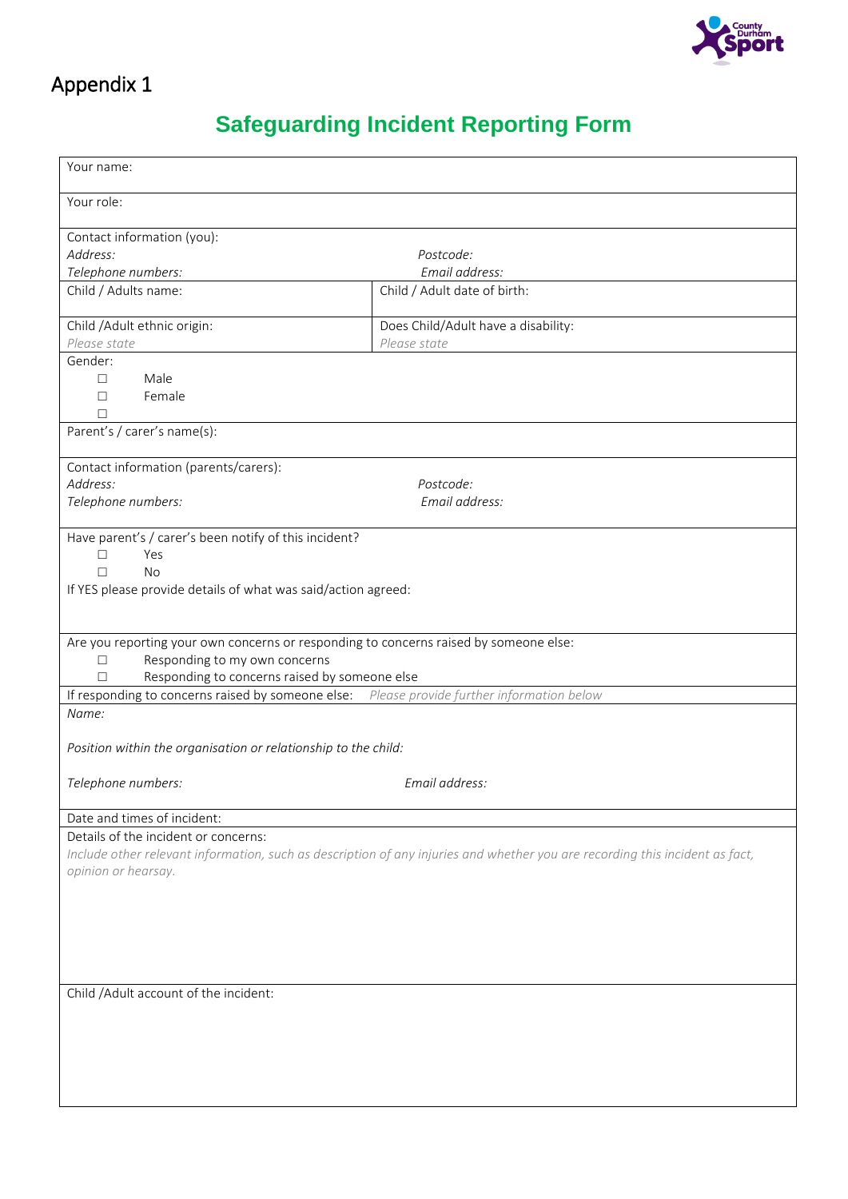# Appendix 1

## Safeguarding Incident Reporting Form

| | |
|---|---|
| Your name: | |
| Your role: | |
| Contact information (you):<br>*Address:*<br>*Telephone numbers:* | <br>*Postcode:*<br>*Email address:* |
| Child / Adults name: | Child / Adult date of birth: |
| Child /Adult ethnic origin:<br>*Please state* | Does Child/Adult have a disability:<br>*Please state* |
| Gender:<br>☐ Male<br>☐ Female<br>☐ | |
| Parent's / carer's name(s): | |
| Contact information (parents/carers):<br>*Address:*<br>*Telephone numbers:* | <br>*Postcode:*<br>*Email address:* |
| Have parent's / carer's been notify of this incident?<br>☐ Yes<br>☐ No<br>If YES please provide details of what was said/action agreed: | |
| Are you reporting your own concerns or responding to concerns raised by someone else:<br>☐ Responding to my own concerns<br>☐ Responding to concerns raised by someone else | |
| If responding to concerns raised by someone else: *Please provide further information below* | |
| *Name:*<br><br>*Position within the organisation or relationship to the child:*<br><br>*Telephone numbers:* | <br><br><br><br>*Email address:* |
| Date and times of incident: | |
| Details of the incident or concerns:<br>*Include other relevant information, such as description of any injuries and whether you are recording this incident as fact, opinion or hearsay.* | |
| Child /Adult account of the incident: | |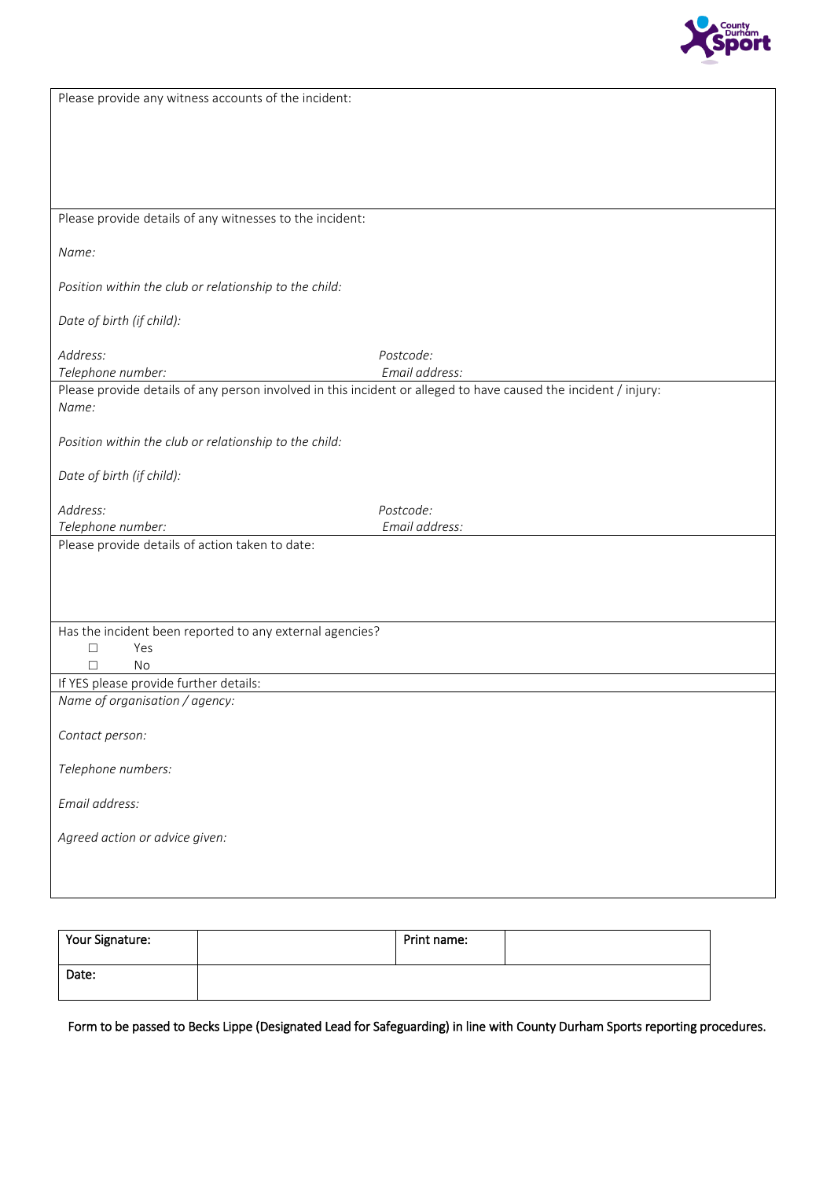Please provide any witness accounts of the incident:

Please provide details of any witnesses to the incident:

*Name:*

*Position within the club or relationship to the child:*

*Date of birth (if child):*

*Address:* *Postcode:*

*Telephone number:* *Email address:*

Please provide details of any person involved in this incident or alleged to have caused the incident / injury:

*Name:*

*Position within the club or relationship to the child:*

*Date of birth (if child):*

*Address:* *Postcode:*

*Telephone number:* *Email address:*

Please provide details of action taken to date:

Has the incident been reported to any external agencies?

- ☐ Yes
- ☐ No

If YES please provide further details:

*Name of organisation / agency:*

*Contact person:*

*Telephone numbers:*

*Email address:*

*Agreed action or advice given:*

| Your Signature: | | Print name: | |
|---|---|---|---|
| Date: | | | |

Form to be passed to Becks Lippe (Designated Lead for Safeguarding) in line with County Durham Sports reporting procedures.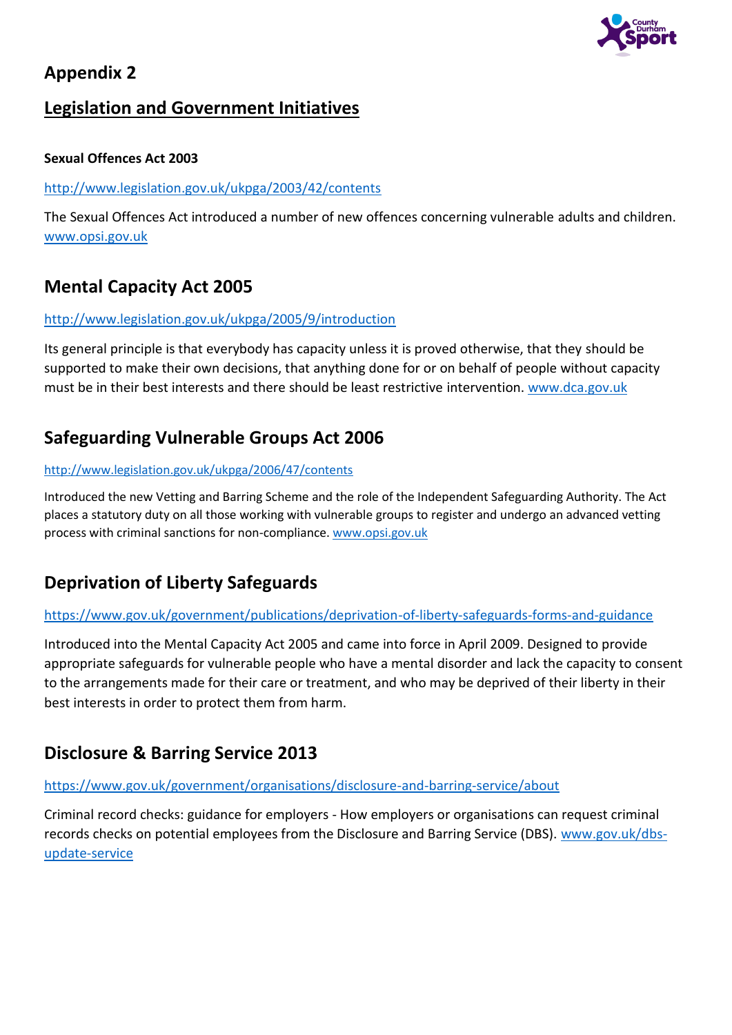## Appendix 2

## Legislation and Government Initiatives

**Sexual Offences Act 2003**

http://www.legislation.gov.uk/ukpga/2003/42/contents

The Sexual Offences Act introduced a number of new offences concerning vulnerable adults and children. www.opsi.gov.uk

## Mental Capacity Act 2005

http://www.legislation.gov.uk/ukpga/2005/9/introduction

Its general principle is that everybody has capacity unless it is proved otherwise, that they should be supported to make their own decisions, that anything done for or on behalf of people without capacity must be in their best interests and there should be least restrictive intervention. www.dca.gov.uk

## Safeguarding Vulnerable Groups Act 2006

http://www.legislation.gov.uk/ukpga/2006/47/contents

Introduced the new Vetting and Barring Scheme and the role of the Independent Safeguarding Authority. The Act places a statutory duty on all those working with vulnerable groups to register and undergo an advanced vetting process with criminal sanctions for non-compliance. www.opsi.gov.uk

## Deprivation of Liberty Safeguards

https://www.gov.uk/government/publications/deprivation-of-liberty-safeguards-forms-and-guidance

Introduced into the Mental Capacity Act 2005 and came into force in April 2009. Designed to provide appropriate safeguards for vulnerable people who have a mental disorder and lack the capacity to consent to the arrangements made for their care or treatment, and who may be deprived of their liberty in their best interests in order to protect them from harm.

## Disclosure & Barring Service 2013

https://www.gov.uk/government/organisations/disclosure-and-barring-service/about

Criminal record checks: guidance for employers - How employers or organisations can request criminal records checks on potential employees from the Disclosure and Barring Service (DBS). www.gov.uk/dbs-update-service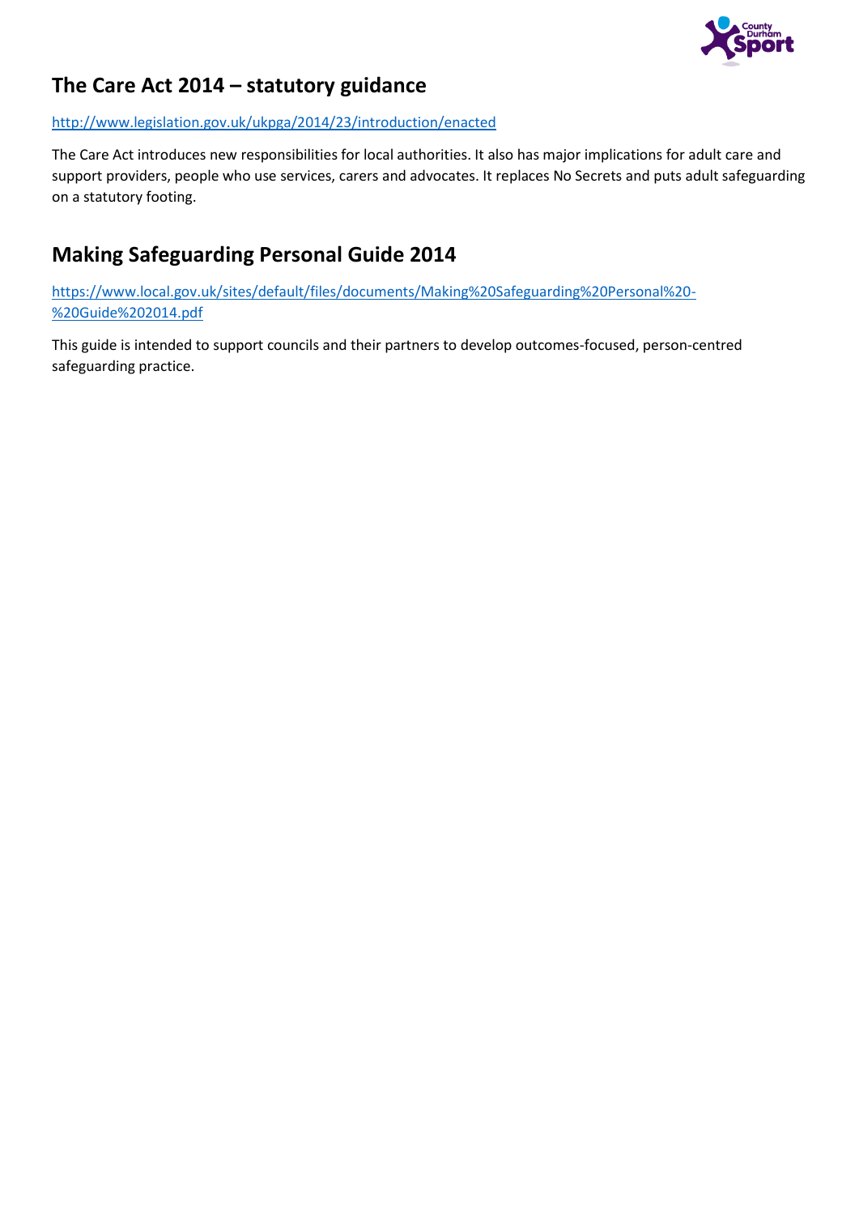## The Care Act 2014 – statutory guidance

http://www.legislation.gov.uk/ukpga/2014/23/introduction/enacted

The Care Act introduces new responsibilities for local authorities. It also has major implications for adult care and support providers, people who use services, carers and advocates. It replaces No Secrets and puts adult safeguarding on a statutory footing.

## Making Safeguarding Personal Guide 2014

https://www.local.gov.uk/sites/default/files/documents/Making%20Safeguarding%20Personal%20-%20Guide%202014.pdf

This guide is intended to support councils and their partners to develop outcomes-focused, person-centred safeguarding practice.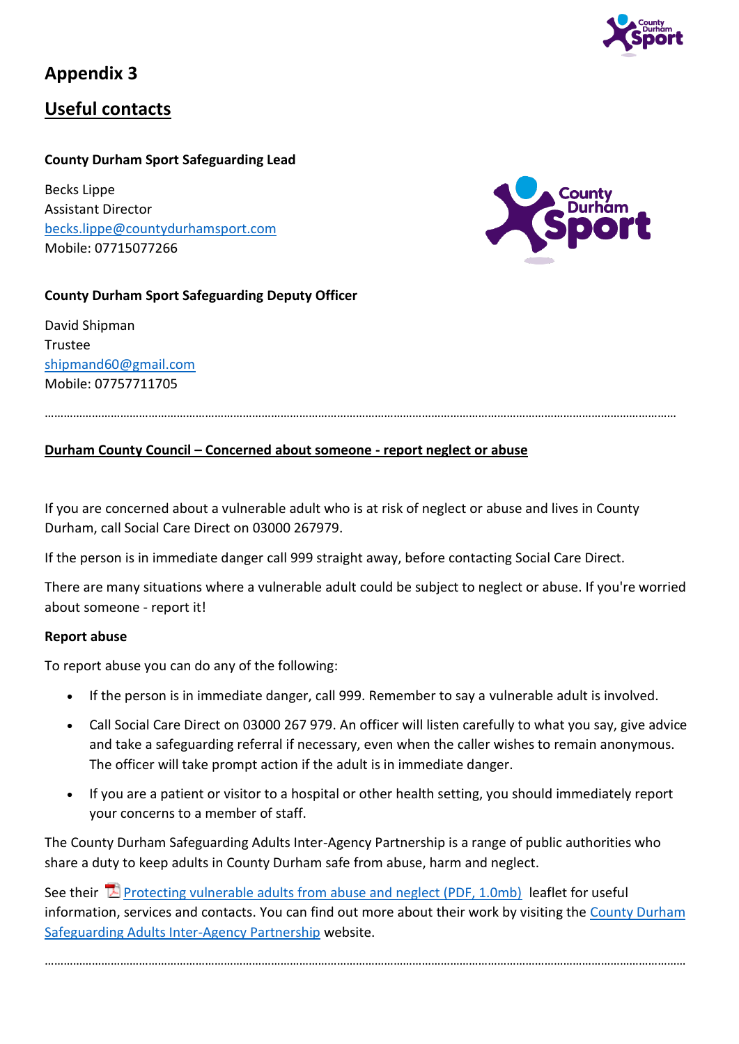# Appendix 3

## Useful contacts

**County Durham Sport Safeguarding Lead**

Becks Lippe
Assistant Director
becks.lippe@countydurhamsport.com
Mobile: 07715077266

**County Durham Sport Safeguarding Deputy Officer**

David Shipman
Trustee
shipmand60@gmail.com
Mobile: 07757711705

---

**Durham County Council – Concerned about someone - report neglect or abuse**

If you are concerned about a vulnerable adult who is at risk of neglect or abuse and lives in County Durham, call Social Care Direct on 03000 267979.

If the person is in immediate danger call 999 straight away, before contacting Social Care Direct.

There are many situations where a vulnerable adult could be subject to neglect or abuse. If you're worried about someone - report it!

**Report abuse**

To report abuse you can do any of the following:

- If the person is in immediate danger, call 999. Remember to say a vulnerable adult is involved.
- Call Social Care Direct on 03000 267 979. An officer will listen carefully to what you say, give advice and take a safeguarding referral if necessary, even when the caller wishes to remain anonymous. The officer will take prompt action if the adult is in immediate danger.
- If you are a patient or visitor to a hospital or other health setting, you should immediately report your concerns to a member of staff.

The County Durham Safeguarding Adults Inter-Agency Partnership is a range of public authorities who share a duty to keep adults in County Durham safe from abuse, harm and neglect.

See their Protecting vulnerable adults from abuse and neglect (PDF, 1.0mb) leaflet for useful information, services and contacts. You can find out more about their work by visiting the County Durham Safeguarding Adults Inter-Agency Partnership website.

---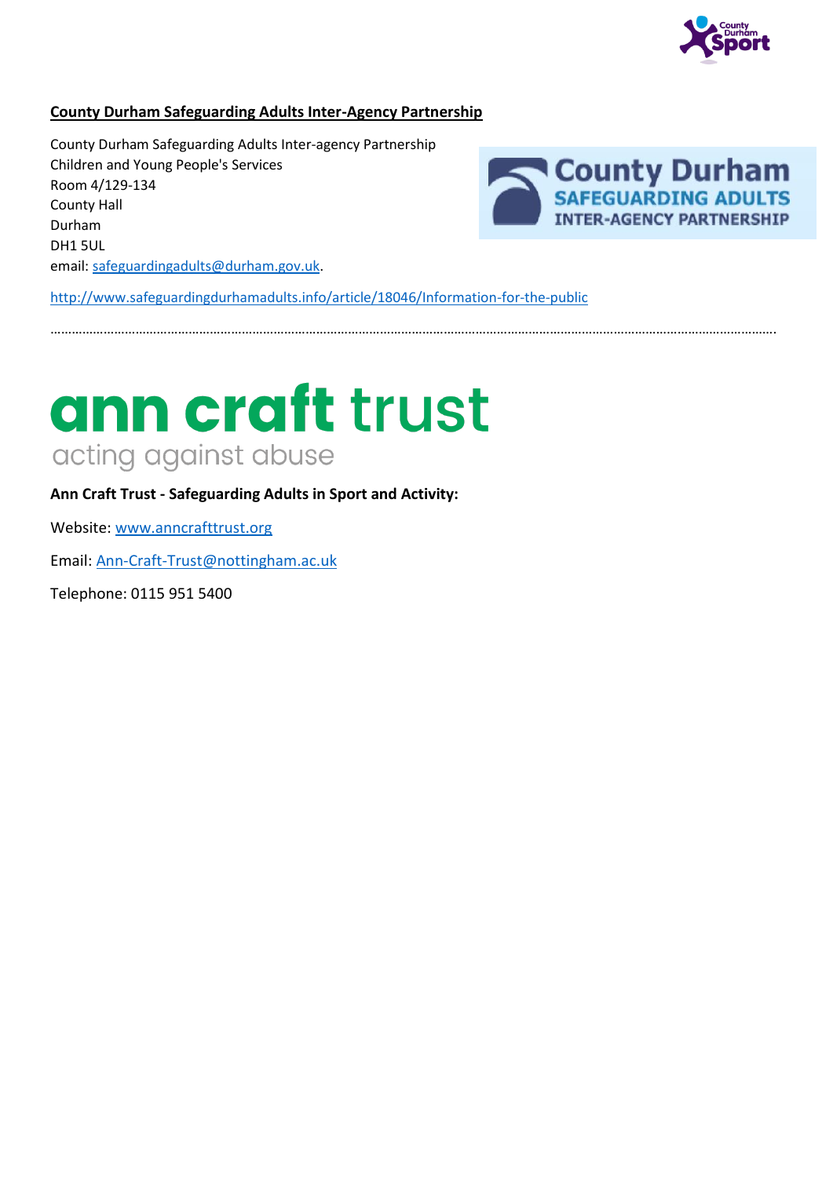**County Durham Safeguarding Adults Inter-Agency Partnership**

County Durham Safeguarding Adults Inter-agency Partnership
Children and Young People's Services
Room 4/129-134
County Hall
Durham
DH1 5UL
email: safeguardingadults@durham.gov.uk.

http://www.safeguardingdurhamadults.info/article/18046/Information-for-the-public

……………………………………………………………………………………………………………………………………………………………………………

ann craft trust
acting against abuse

**Ann Craft Trust - Safeguarding Adults in Sport and Activity:**

Website: www.anncrafttrust.org

Email: Ann-Craft-Trust@nottingham.ac.uk

Telephone: 0115 951 5400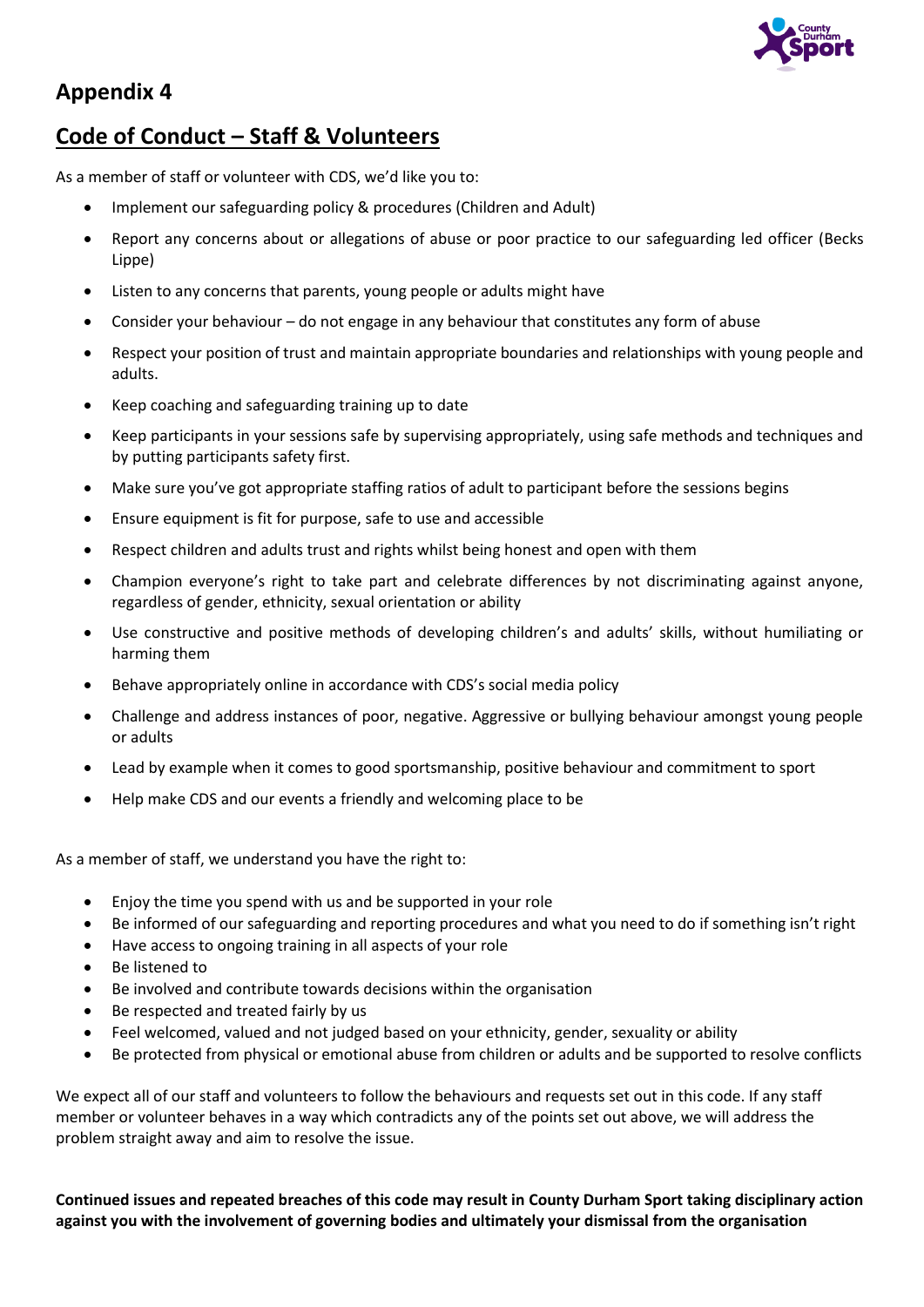## Appendix 4

## Code of Conduct – Staff & Volunteers

As a member of staff or volunteer with CDS, we'd like you to:

- Implement our safeguarding policy & procedures (Children and Adult)
- Report any concerns about or allegations of abuse or poor practice to our safeguarding led officer (Becks Lippe)
- Listen to any concerns that parents, young people or adults might have
- Consider your behaviour – do not engage in any behaviour that constitutes any form of abuse
- Respect your position of trust and maintain appropriate boundaries and relationships with young people and adults.
- Keep coaching and safeguarding training up to date
- Keep participants in your sessions safe by supervising appropriately, using safe methods and techniques and by putting participants safety first.
- Make sure you've got appropriate staffing ratios of adult to participant before the sessions begins
- Ensure equipment is fit for purpose, safe to use and accessible
- Respect children and adults trust and rights whilst being honest and open with them
- Champion everyone's right to take part and celebrate differences by not discriminating against anyone, regardless of gender, ethnicity, sexual orientation or ability
- Use constructive and positive methods of developing children's and adults' skills, without humiliating or harming them
- Behave appropriately online in accordance with CDS's social media policy
- Challenge and address instances of poor, negative. Aggressive or bullying behaviour amongst young people or adults
- Lead by example when it comes to good sportsmanship, positive behaviour and commitment to sport
- Help make CDS and our events a friendly and welcoming place to be

As a member of staff, we understand you have the right to:

- Enjoy the time you spend with us and be supported in your role
- Be informed of our safeguarding and reporting procedures and what you need to do if something isn't right
- Have access to ongoing training in all aspects of your role
- Be listened to
- Be involved and contribute towards decisions within the organisation
- Be respected and treated fairly by us
- Feel welcomed, valued and not judged based on your ethnicity, gender, sexuality or ability
- Be protected from physical or emotional abuse from children or adults and be supported to resolve conflicts

We expect all of our staff and volunteers to follow the behaviours and requests set out in this code. If any staff member or volunteer behaves in a way which contradicts any of the points set out above, we will address the problem straight away and aim to resolve the issue.

**Continued issues and repeated breaches of this code may result in County Durham Sport taking disciplinary action against you with the involvement of governing bodies and ultimately your dismissal from the organisation**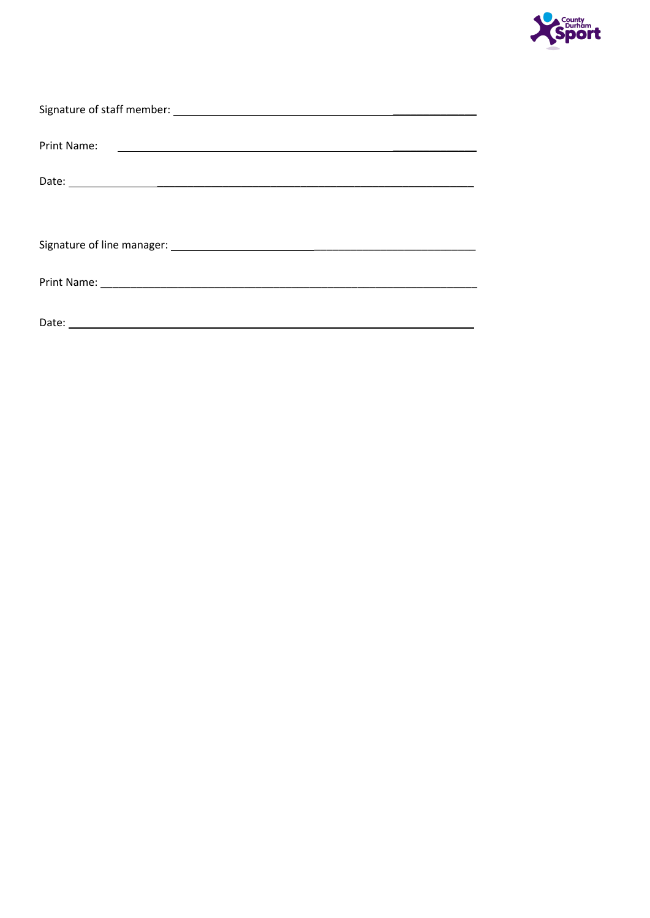Signature of staff member: ______________________________

Print Name: ______________________________

Date: ______________________________

Signature of line manager: ______________________________

Print Name: ______________________________

Date: ______________________________